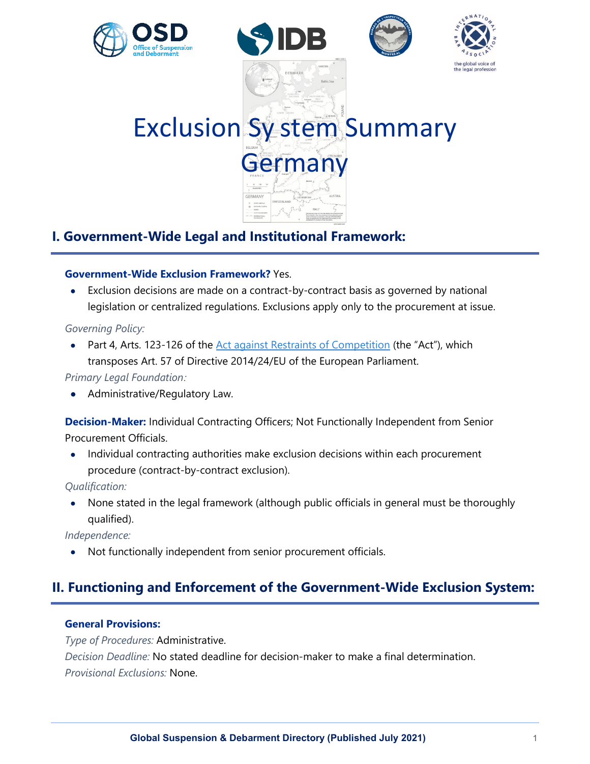# Exclusion System Summary
# Germany

## I. Government-Wide Legal and Institutional Framework:

**Government-Wide Exclusion Framework?** Yes.

- Exclusion decisions are made on a contract-by-contract basis as governed by national legislation or centralized regulations. Exclusions apply only to the procurement at issue.

*Governing Policy:*

- Part 4, Arts. 123-126 of the Act against Restraints of Competition (the "Act"), which transposes Art. 57 of Directive 2014/24/EU of the European Parliament.

*Primary Legal Foundation:*

- Administrative/Regulatory Law.

**Decision-Maker:** Individual Contracting Officers; Not Functionally Independent from Senior Procurement Officials.

- Individual contracting authorities make exclusion decisions within each procurement procedure (contract-by-contract exclusion).

*Qualification:*

- None stated in the legal framework (although public officials in general must be thoroughly qualified).

*Independence:*

- Not functionally independent from senior procurement officials.

## II. Functioning and Enforcement of the Government-Wide Exclusion System:

**General Provisions:**

*Type of Procedures:* Administrative.

*Decision Deadline:* No stated deadline for decision-maker to make a final determination.

*Provisional Exclusions:* None.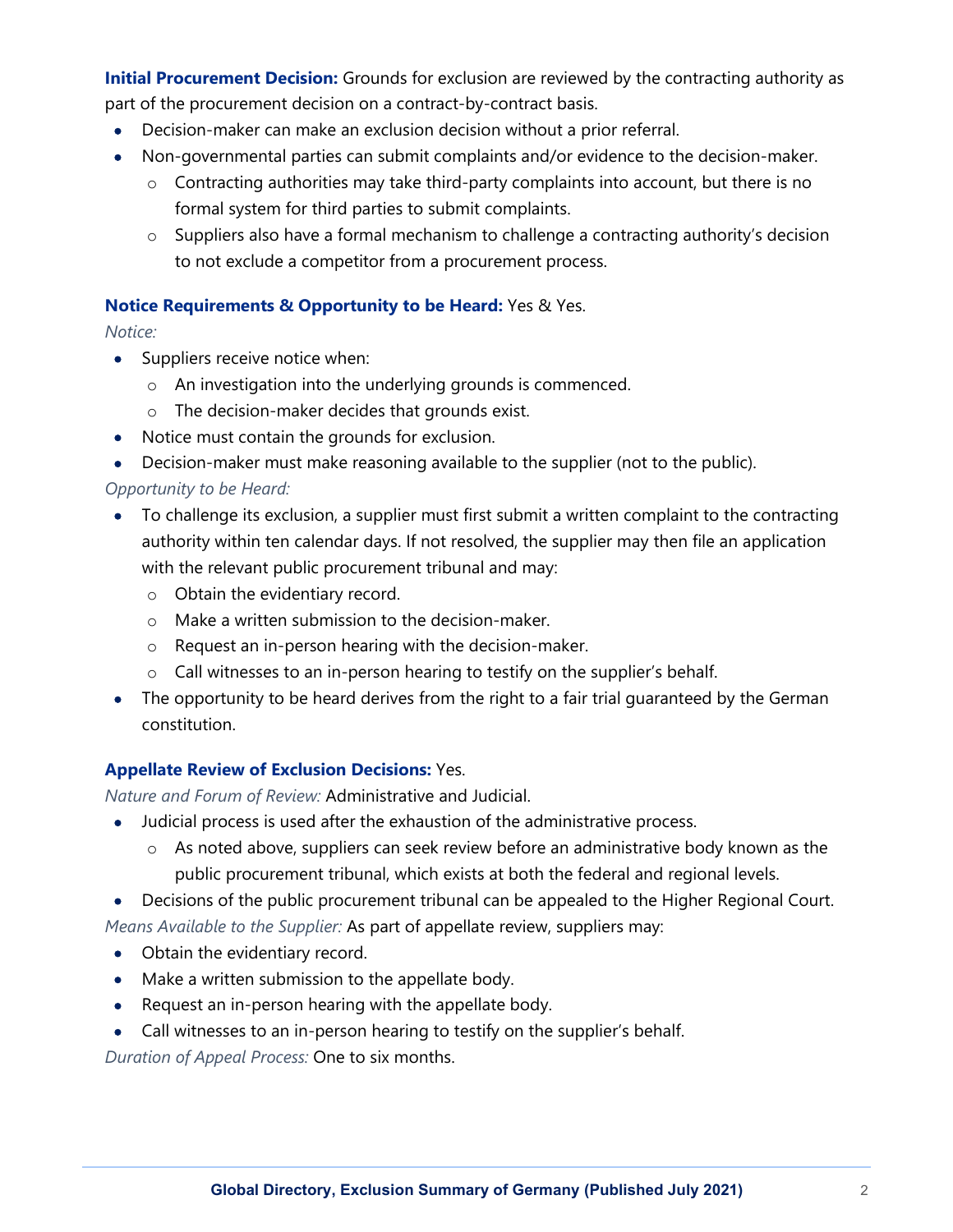**Initial Procurement Decision:** Grounds for exclusion are reviewed by the contracting authority as part of the procurement decision on a contract-by-contract basis.

- Decision-maker can make an exclusion decision without a prior referral.
- Non-governmental parties can submit complaints and/or evidence to the decision-maker.
  - Contracting authorities may take third-party complaints into account, but there is no formal system for third parties to submit complaints.
  - Suppliers also have a formal mechanism to challenge a contracting authority's decision to not exclude a competitor from a procurement process.

**Notice Requirements & Opportunity to be Heard:** Yes & Yes.

*Notice:*

- Suppliers receive notice when:
  - An investigation into the underlying grounds is commenced.
  - The decision-maker decides that grounds exist.
- Notice must contain the grounds for exclusion.
- Decision-maker must make reasoning available to the supplier (not to the public).

*Opportunity to be Heard:*

- To challenge its exclusion, a supplier must first submit a written complaint to the contracting authority within ten calendar days. If not resolved, the supplier may then file an application with the relevant public procurement tribunal and may:
  - Obtain the evidentiary record.
  - Make a written submission to the decision-maker.
  - Request an in-person hearing with the decision-maker.
  - Call witnesses to an in-person hearing to testify on the supplier's behalf.
- The opportunity to be heard derives from the right to a fair trial guaranteed by the German constitution.

**Appellate Review of Exclusion Decisions:** Yes.

*Nature and Forum of Review:* Administrative and Judicial.

- Judicial process is used after the exhaustion of the administrative process.
  - As noted above, suppliers can seek review before an administrative body known as the public procurement tribunal, which exists at both the federal and regional levels.
- Decisions of the public procurement tribunal can be appealed to the Higher Regional Court.

*Means Available to the Supplier:* As part of appellate review, suppliers may:

- Obtain the evidentiary record.
- Make a written submission to the appellate body.
- Request an in-person hearing with the appellate body.
- Call witnesses to an in-person hearing to testify on the supplier's behalf.

*Duration of Appeal Process:* One to six months.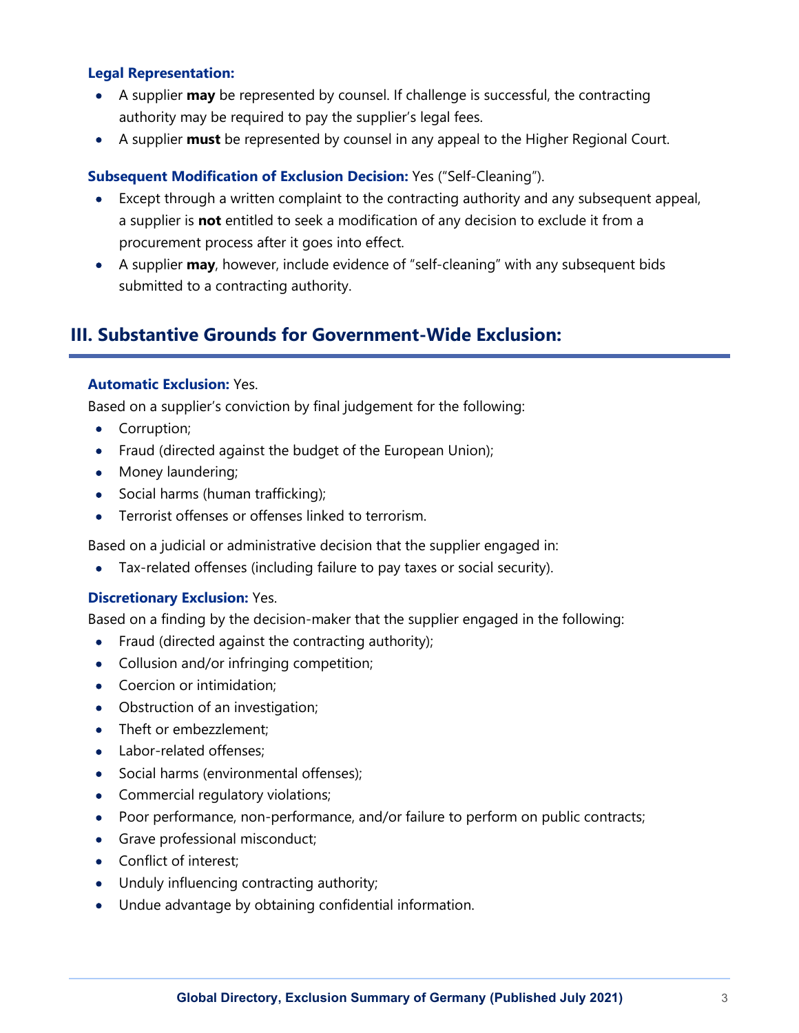**Legal Representation:**

- A supplier **may** be represented by counsel. If challenge is successful, the contracting authority may be required to pay the supplier's legal fees.
- A supplier **must** be represented by counsel in any appeal to the Higher Regional Court.

**Subsequent Modification of Exclusion Decision:** Yes ("Self-Cleaning").

- Except through a written complaint to the contracting authority and any subsequent appeal, a supplier is **not** entitled to seek a modification of any decision to exclude it from a procurement process after it goes into effect.
- A supplier **may**, however, include evidence of "self-cleaning" with any subsequent bids submitted to a contracting authority.

## III. Substantive Grounds for Government-Wide Exclusion:

**Automatic Exclusion:** Yes.

Based on a supplier's conviction by final judgement for the following:

- Corruption;
- Fraud (directed against the budget of the European Union);
- Money laundering;
- Social harms (human trafficking);
- Terrorist offenses or offenses linked to terrorism.

Based on a judicial or administrative decision that the supplier engaged in:

- Tax-related offenses (including failure to pay taxes or social security).

**Discretionary Exclusion:** Yes.

Based on a finding by the decision-maker that the supplier engaged in the following:

- Fraud (directed against the contracting authority);
- Collusion and/or infringing competition;
- Coercion or intimidation;
- Obstruction of an investigation;
- Theft or embezzlement;
- Labor-related offenses;
- Social harms (environmental offenses);
- Commercial regulatory violations;
- Poor performance, non-performance, and/or failure to perform on public contracts;
- Grave professional misconduct;
- Conflict of interest;
- Unduly influencing contracting authority;
- Undue advantage by obtaining confidential information.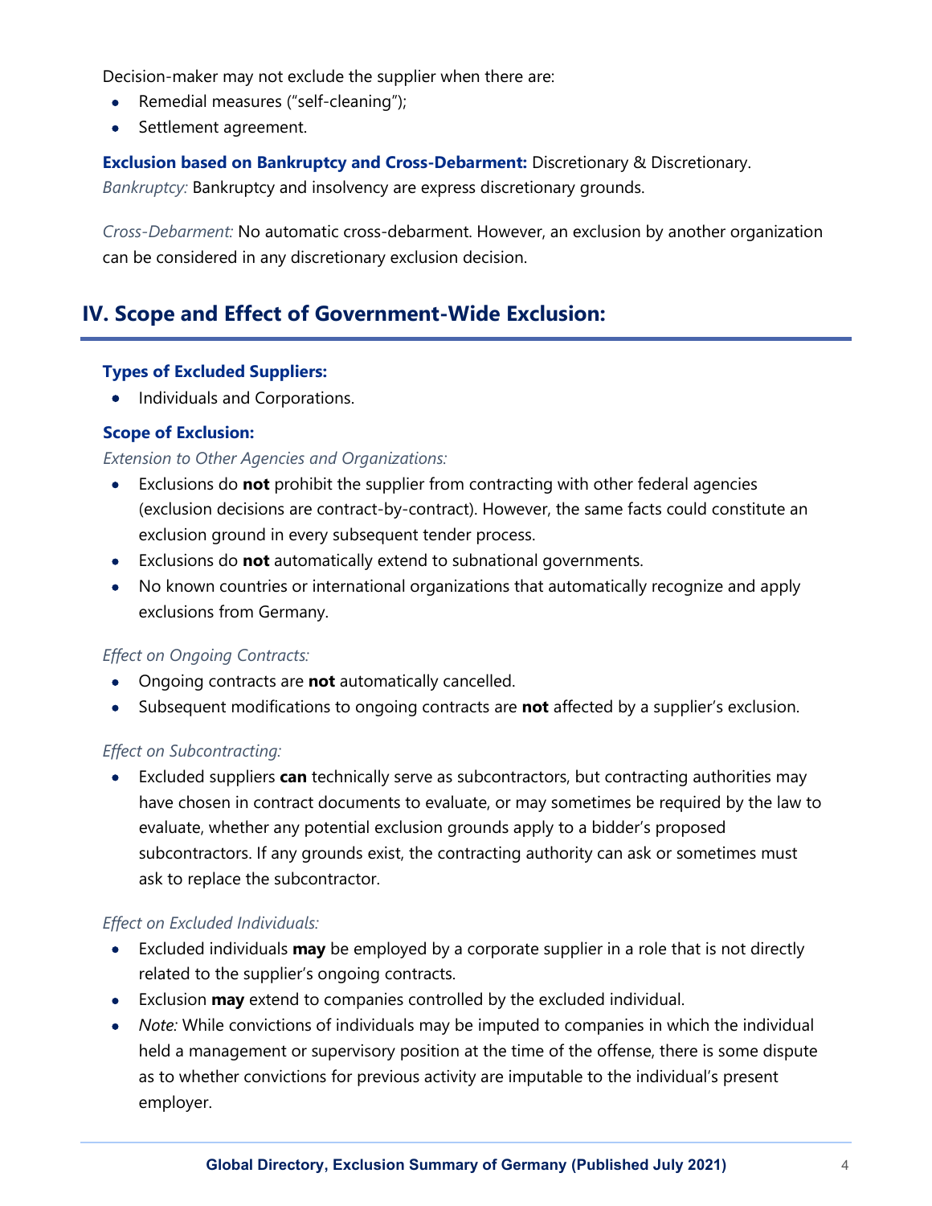Decision-maker may not exclude the supplier when there are:

- Remedial measures ("self-cleaning");
- Settlement agreement.

**Exclusion based on Bankruptcy and Cross-Debarment:** Discretionary & Discretionary.

*Bankruptcy:* Bankruptcy and insolvency are express discretionary grounds.

*Cross-Debarment:* No automatic cross-debarment. However, an exclusion by another organization can be considered in any discretionary exclusion decision.

## IV. Scope and Effect of Government-Wide Exclusion:

**Types of Excluded Suppliers:**

- Individuals and Corporations.

**Scope of Exclusion:**

*Extension to Other Agencies and Organizations:*

- Exclusions do **not** prohibit the supplier from contracting with other federal agencies (exclusion decisions are contract-by-contract). However, the same facts could constitute an exclusion ground in every subsequent tender process.
- Exclusions do **not** automatically extend to subnational governments.
- No known countries or international organizations that automatically recognize and apply exclusions from Germany.

*Effect on Ongoing Contracts:*

- Ongoing contracts are **not** automatically cancelled.
- Subsequent modifications to ongoing contracts are **not** affected by a supplier's exclusion.

*Effect on Subcontracting:*

- Excluded suppliers **can** technically serve as subcontractors, but contracting authorities may have chosen in contract documents to evaluate, or may sometimes be required by the law to evaluate, whether any potential exclusion grounds apply to a bidder's proposed subcontractors. If any grounds exist, the contracting authority can ask or sometimes must ask to replace the subcontractor.

*Effect on Excluded Individuals:*

- Excluded individuals **may** be employed by a corporate supplier in a role that is not directly related to the supplier's ongoing contracts.
- Exclusion **may** extend to companies controlled by the excluded individual.
- *Note:* While convictions of individuals may be imputed to companies in which the individual held a management or supervisory position at the time of the offense, there is some dispute as to whether convictions for previous activity are imputable to the individual's present employer.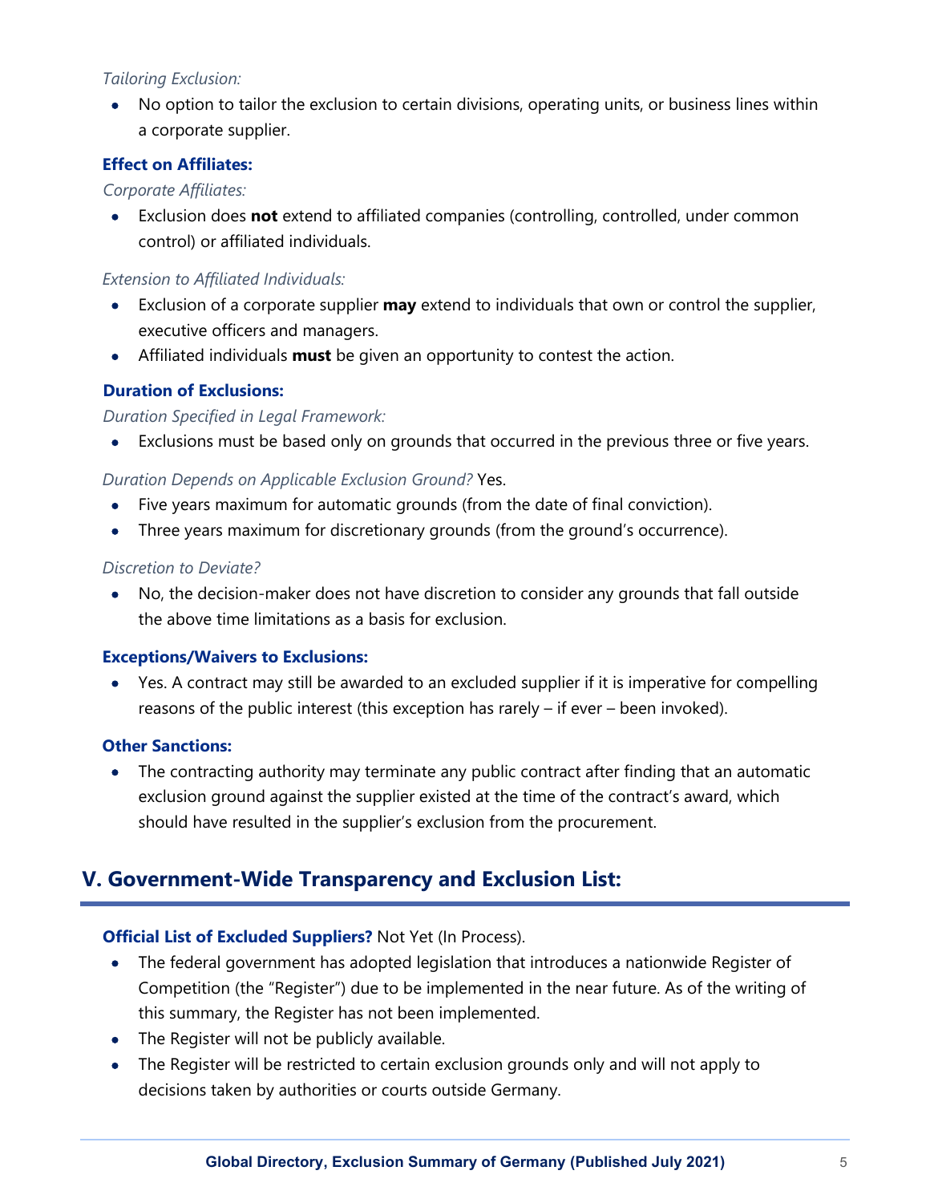*Tailoring Exclusion:*

- No option to tailor the exclusion to certain divisions, operating units, or business lines within a corporate supplier.

### Effect on Affiliates:

*Corporate Affiliates:*

- Exclusion does **not** extend to affiliated companies (controlling, controlled, under common control) or affiliated individuals.

*Extension to Affiliated Individuals:*

- Exclusion of a corporate supplier **may** extend to individuals that own or control the supplier, executive officers and managers.
- Affiliated individuals **must** be given an opportunity to contest the action.

### Duration of Exclusions:

*Duration Specified in Legal Framework:*

- Exclusions must be based only on grounds that occurred in the previous three or five years.

*Duration Depends on Applicable Exclusion Ground?* Yes.

- Five years maximum for automatic grounds (from the date of final conviction).
- Three years maximum for discretionary grounds (from the ground's occurrence).

*Discretion to Deviate?*

- No, the decision-maker does not have discretion to consider any grounds that fall outside the above time limitations as a basis for exclusion.

### Exceptions/Waivers to Exclusions:

- Yes. A contract may still be awarded to an excluded supplier if it is imperative for compelling reasons of the public interest (this exception has rarely – if ever – been invoked).

### Other Sanctions:

- The contracting authority may terminate any public contract after finding that an automatic exclusion ground against the supplier existed at the time of the contract's award, which should have resulted in the supplier's exclusion from the procurement.

## V. Government-Wide Transparency and Exclusion List:

**Official List of Excluded Suppliers?** Not Yet (In Process).

- The federal government has adopted legislation that introduces a nationwide Register of Competition (the "Register") due to be implemented in the near future. As of the writing of this summary, the Register has not been implemented.
- The Register will not be publicly available.
- The Register will be restricted to certain exclusion grounds only and will not apply to decisions taken by authorities or courts outside Germany.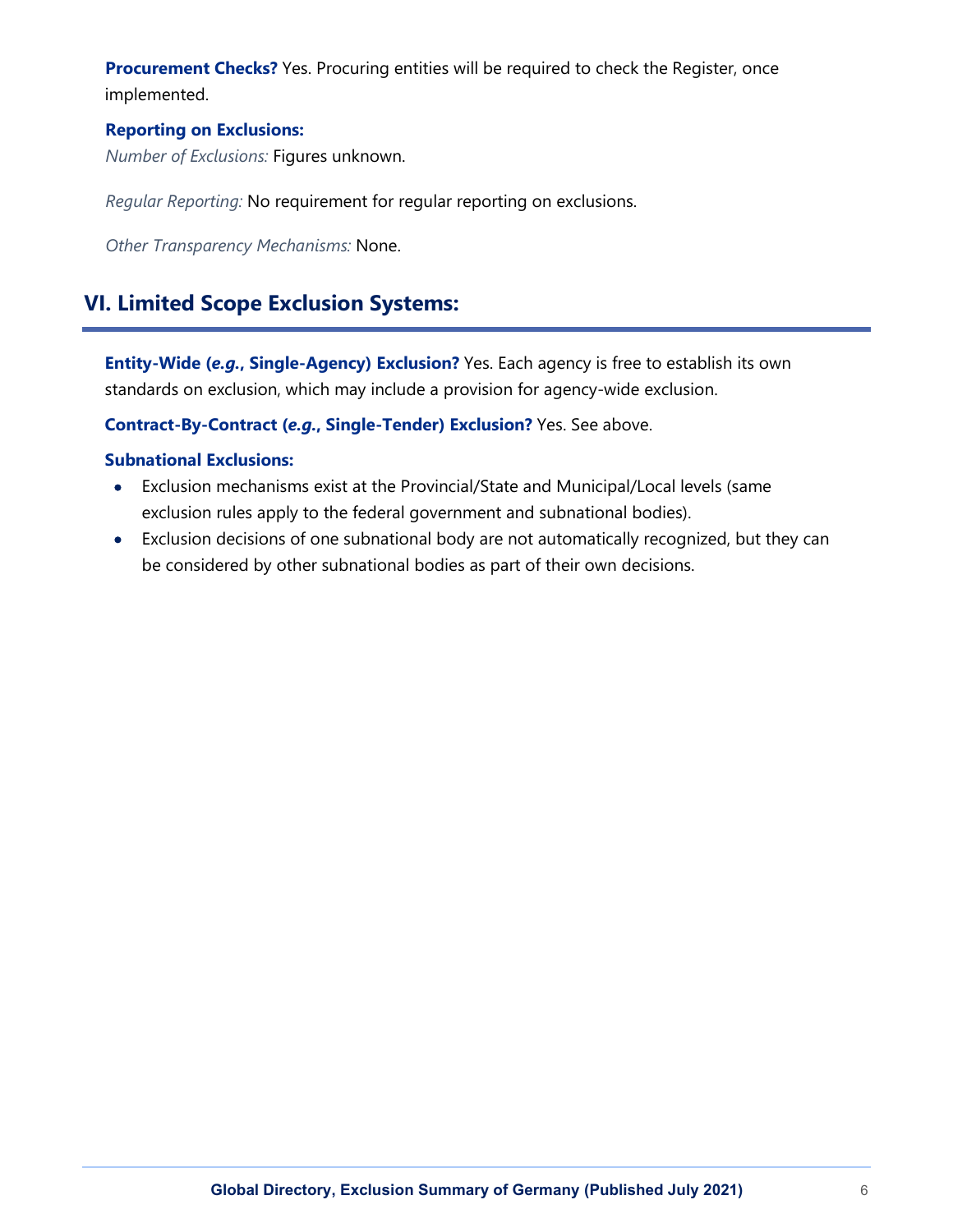**Procurement Checks?** Yes. Procuring entities will be required to check the Register, once implemented.

**Reporting on Exclusions:**

*Number of Exclusions:* Figures unknown.

*Regular Reporting:* No requirement for regular reporting on exclusions.

*Other Transparency Mechanisms:* None.

## VI. Limited Scope Exclusion Systems:

**Entity-Wide (*e.g.*, Single-Agency) Exclusion?** Yes. Each agency is free to establish its own standards on exclusion, which may include a provision for agency-wide exclusion.

**Contract-By-Contract (*e.g.*, Single-Tender) Exclusion?** Yes. See above.

**Subnational Exclusions:**

- Exclusion mechanisms exist at the Provincial/State and Municipal/Local levels (same exclusion rules apply to the federal government and subnational bodies).
- Exclusion decisions of one subnational body are not automatically recognized, but they can be considered by other subnational bodies as part of their own decisions.